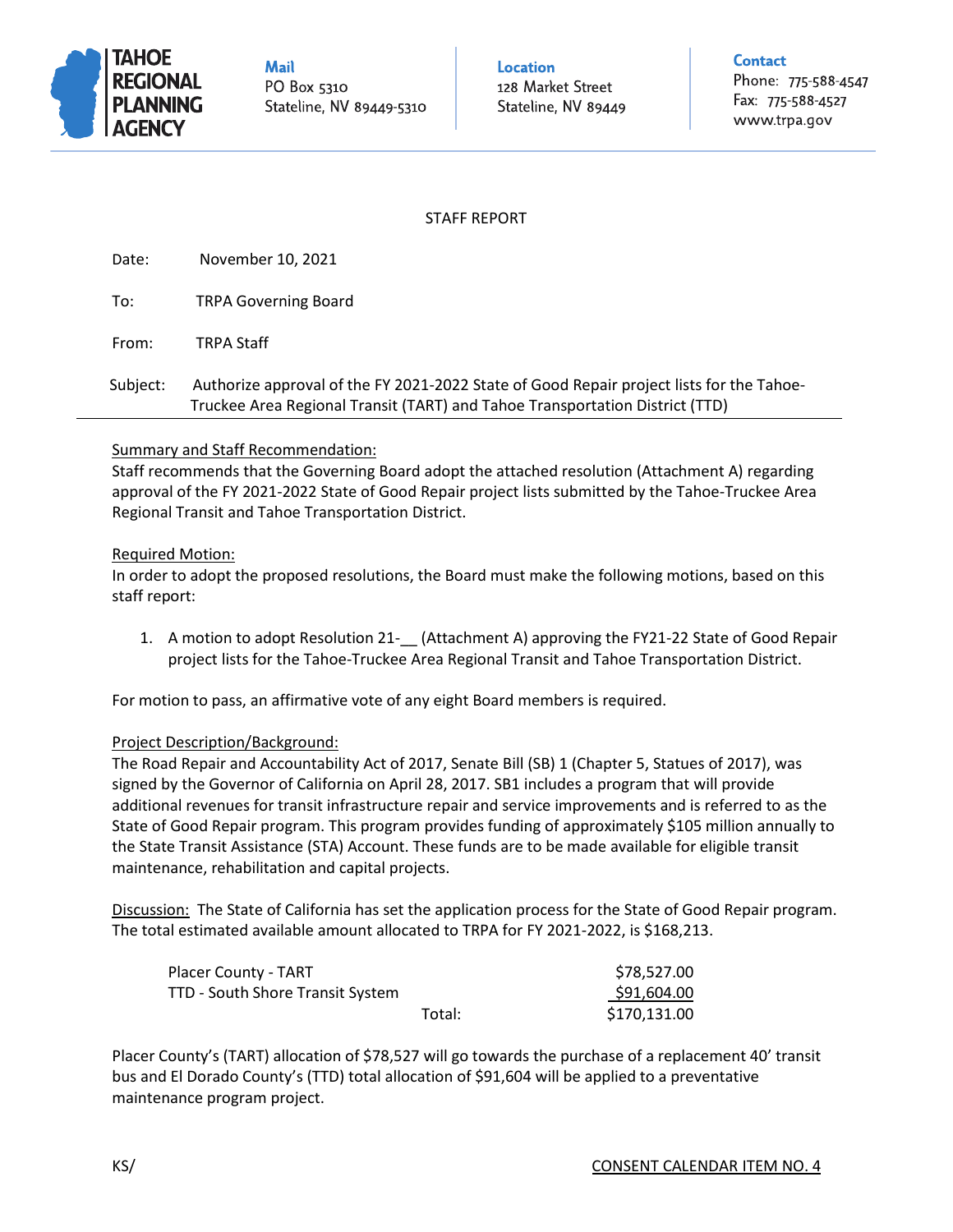**TAHOE REGIONAL PLANNING AGENCY**

**Mail**
PO Box 5310
Stateline, NV 89449-5310

**Location**
128 Market Street
Stateline, NV 89449

**Contact**
Phone: 775-588-4547
Fax: 775-588-4527
www.trpa.gov

STAFF REPORT

Date: November 10, 2021

To: TRPA Governing Board

From: TRPA Staff

Subject: Authorize approval of the FY 2021-2022 State of Good Repair project lists for the Tahoe-Truckee Area Regional Transit (TART) and Tahoe Transportation District (TTD)

---

Summary and Staff Recommendation:
Staff recommends that the Governing Board adopt the attached resolution (Attachment A) regarding approval of the FY 2021-2022 State of Good Repair project lists submitted by the Tahoe-Truckee Area Regional Transit and Tahoe Transportation District.

Required Motion:
In order to adopt the proposed resolutions, the Board must make the following motions, based on this staff report:

1. A motion to adopt Resolution 21-__ (Attachment A) approving the FY21-22 State of Good Repair project lists for the Tahoe-Truckee Area Regional Transit and Tahoe Transportation District.

For motion to pass, an affirmative vote of any eight Board members is required.

Project Description/Background:
The Road Repair and Accountability Act of 2017, Senate Bill (SB) 1 (Chapter 5, Statues of 2017), was signed by the Governor of California on April 28, 2017. SB1 includes a program that will provide additional revenues for transit infrastructure repair and service improvements and is referred to as the State of Good Repair program. This program provides funding of approximately $105 million annually to the State Transit Assistance (STA) Account. These funds are to be made available for eligible transit maintenance, rehabilitation and capital projects.

Discussion: The State of California has set the application process for the State of Good Repair program. The total estimated available amount allocated to TRPA for FY 2021-2022, is $168,213.

| | | |
|---|---|---|
| Placer County - TART | | $78,527.00 |
| TTD - South Shore Transit System | | $91,604.00 |
| | Total: | $170,131.00 |

Placer County's (TART) allocation of $78,527 will go towards the purchase of a replacement 40' transit bus and El Dorado County's (TTD) total allocation of $91,604 will be applied to a preventative maintenance program project.

KS/

CONSENT CALENDAR ITEM NO. 4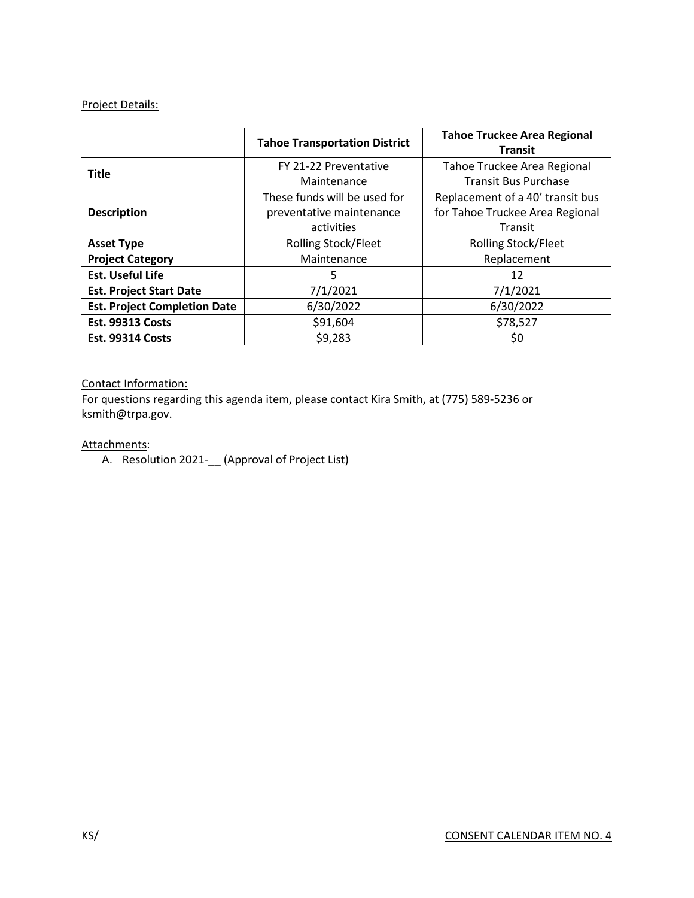Project Details:

| | Tahoe Transportation District | Tahoe Truckee Area Regional Transit |
|---|---|---|
| **Title** | FY 21-22 Preventative Maintenance | Tahoe Truckee Area Regional Transit Bus Purchase |
| **Description** | These funds will be used for preventative maintenance activities | Replacement of a 40' transit bus for Tahoe Truckee Area Regional Transit |
| **Asset Type** | Rolling Stock/Fleet | Rolling Stock/Fleet |
| **Project Category** | Maintenance | Replacement |
| **Est. Useful Life** | 5 | 12 |
| **Est. Project Start Date** | 7/1/2021 | 7/1/2021 |
| **Est. Project Completion Date** | 6/30/2022 | 6/30/2022 |
| **Est. 99313 Costs** | $91,604 | $78,527 |
| **Est. 99314 Costs** | $9,283 | $0 |

Contact Information:
For questions regarding this agenda item, please contact Kira Smith, at (775) 589-5236 or ksmith@trpa.gov.

Attachments:

A. Resolution 2021-__ (Approval of Project List)

KS/ CONSENT CALENDAR ITEM NO. 4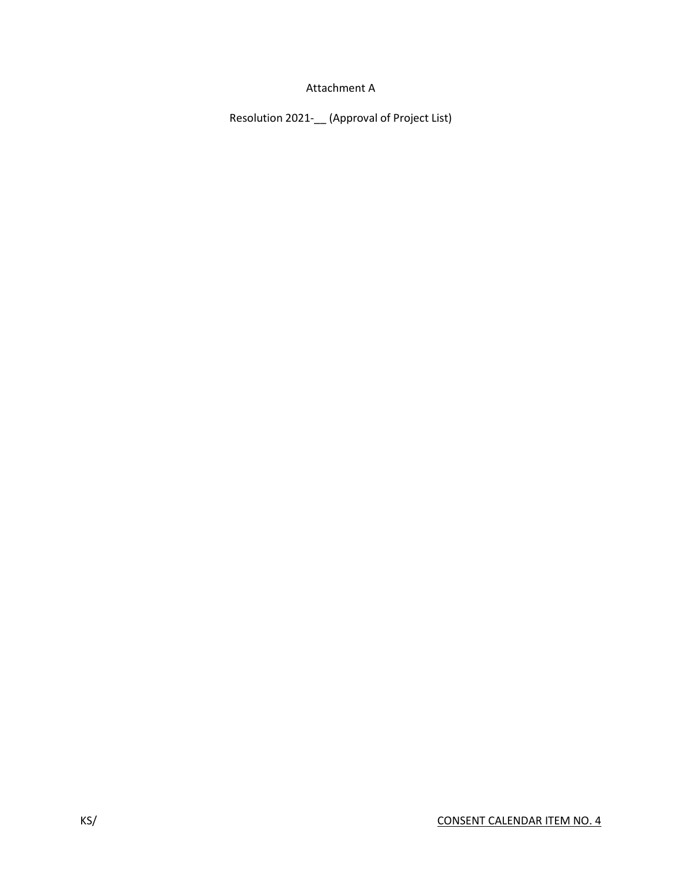Attachment A

Resolution 2021-__ (Approval of Project List)

KS/

CONSENT CALENDAR ITEM NO. 4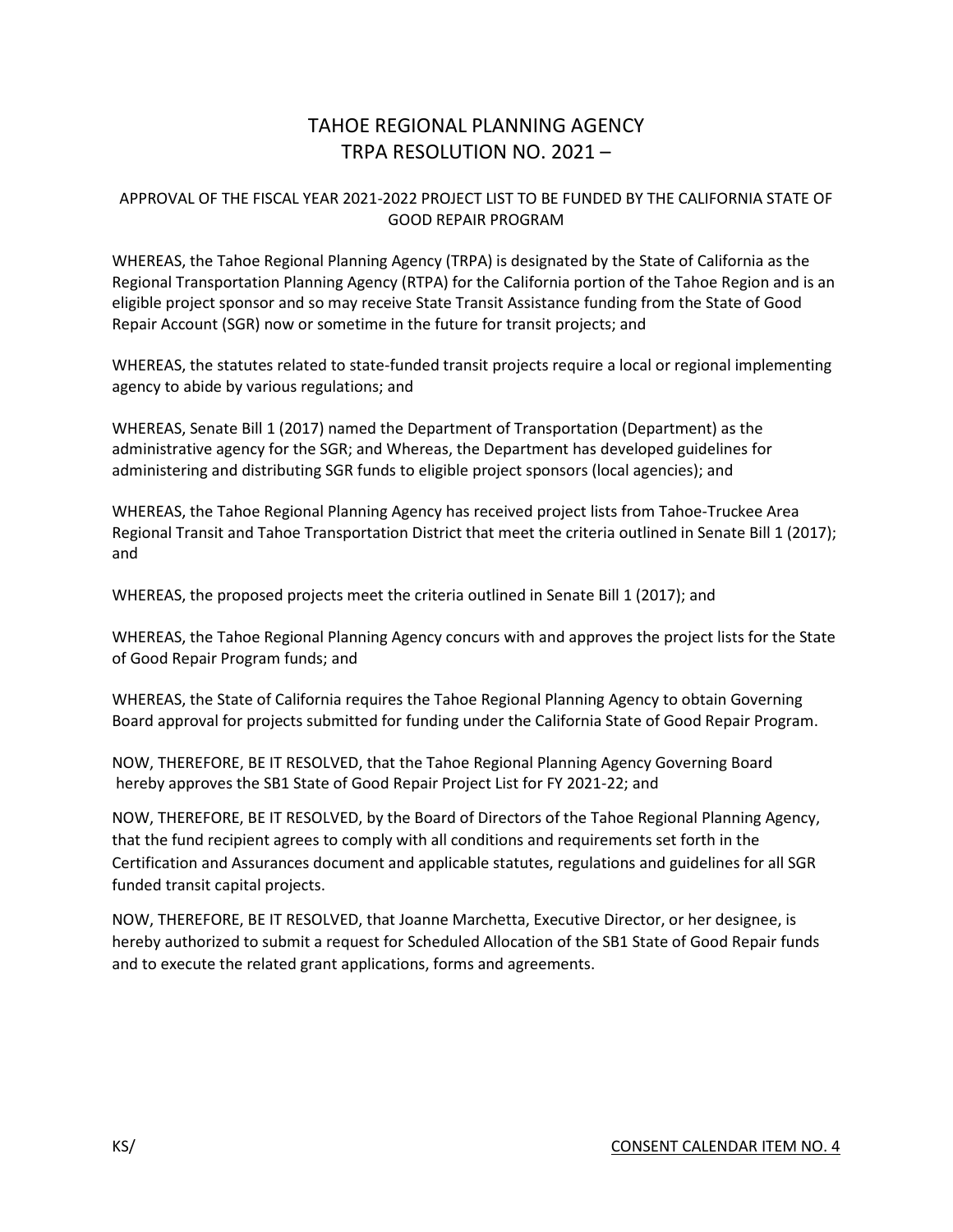# TAHOE REGIONAL PLANNING AGENCY
# TRPA RESOLUTION NO. 2021 –

## APPROVAL OF THE FISCAL YEAR 2021-2022 PROJECT LIST TO BE FUNDED BY THE CALIFORNIA STATE OF GOOD REPAIR PROGRAM

WHEREAS, the Tahoe Regional Planning Agency (TRPA) is designated by the State of California as the Regional Transportation Planning Agency (RTPA) for the California portion of the Tahoe Region and is an eligible project sponsor and so may receive State Transit Assistance funding from the State of Good Repair Account (SGR) now or sometime in the future for transit projects; and

WHEREAS, the statutes related to state-funded transit projects require a local or regional implementing agency to abide by various regulations; and

WHEREAS, Senate Bill 1 (2017) named the Department of Transportation (Department) as the administrative agency for the SGR; and Whereas, the Department has developed guidelines for administering and distributing SGR funds to eligible project sponsors (local agencies); and

WHEREAS, the Tahoe Regional Planning Agency has received project lists from Tahoe-Truckee Area Regional Transit and Tahoe Transportation District that meet the criteria outlined in Senate Bill 1 (2017); and

WHEREAS, the proposed projects meet the criteria outlined in Senate Bill 1 (2017); and

WHEREAS, the Tahoe Regional Planning Agency concurs with and approves the project lists for the State of Good Repair Program funds; and

WHEREAS, the State of California requires the Tahoe Regional Planning Agency to obtain Governing Board approval for projects submitted for funding under the California State of Good Repair Program.

NOW, THEREFORE, BE IT RESOLVED, that the Tahoe Regional Planning Agency Governing Board hereby approves the SB1 State of Good Repair Project List for FY 2021-22; and

NOW, THEREFORE, BE IT RESOLVED, by the Board of Directors of the Tahoe Regional Planning Agency, that the fund recipient agrees to comply with all conditions and requirements set forth in the Certification and Assurances document and applicable statutes, regulations and guidelines for all SGR funded transit capital projects.

NOW, THEREFORE, BE IT RESOLVED, that Joanne Marchetta, Executive Director, or her designee, is hereby authorized to submit a request for Scheduled Allocation of the SB1 State of Good Repair funds and to execute the related grant applications, forms and agreements.

KS/ CONSENT CALENDAR ITEM NO. 4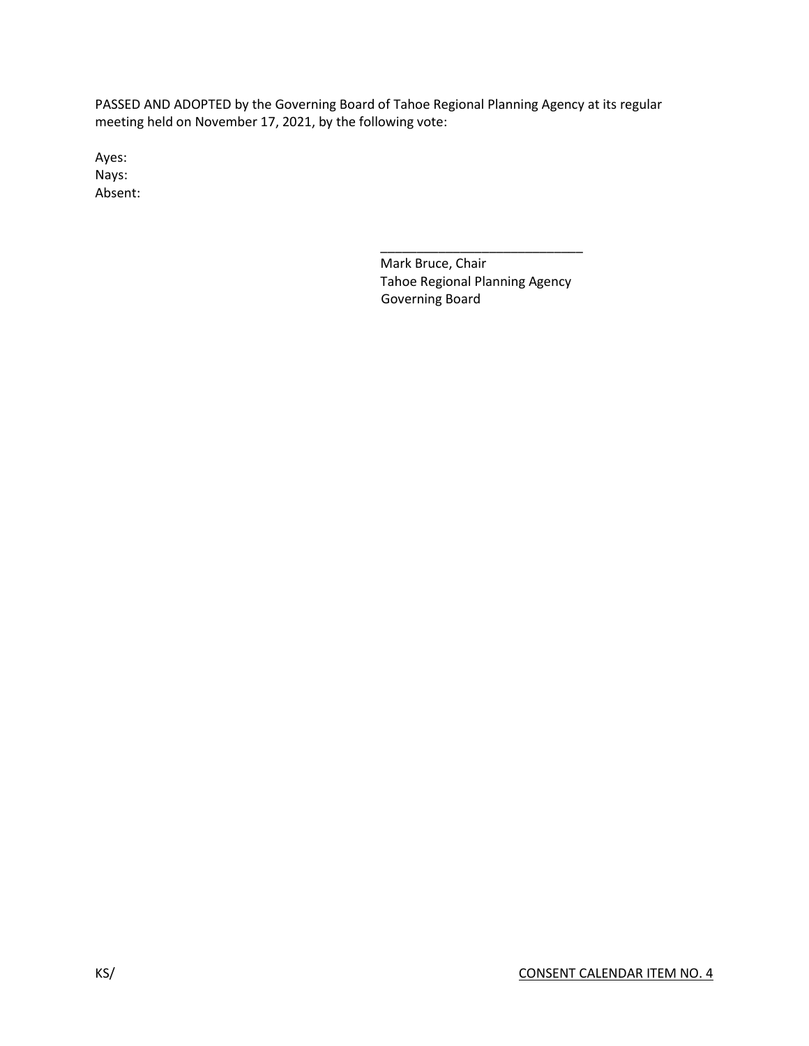PASSED AND ADOPTED by the Governing Board of Tahoe Regional Planning Agency at its regular meeting held on November 17, 2021, by the following vote:

Ayes:
Nays:
Absent:

\_\_\_\_\_\_\_\_\_\_\_\_\_\_\_\_\_\_\_\_\_\_\_\_\_\_\_\_
Mark Bruce, Chair
Tahoe Regional Planning Agency
Governing Board

KS/

CONSENT CALENDAR ITEM NO. 4